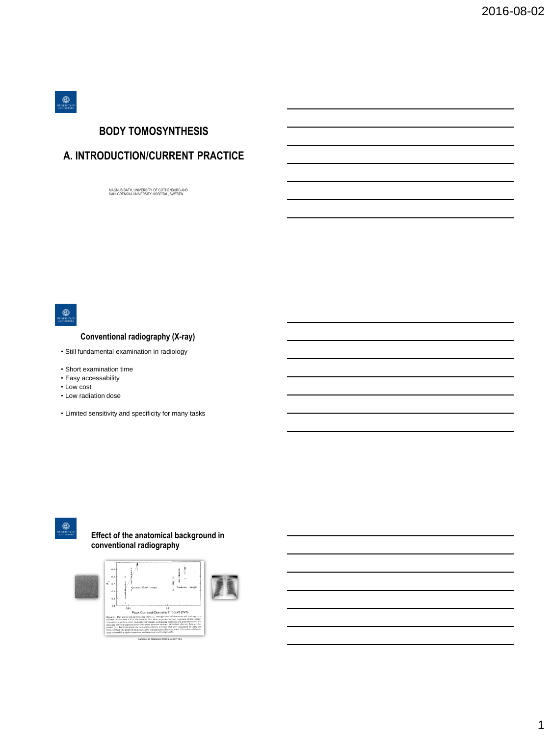# BODY TOMOSYNTHESIS

# A. INTRODUCTION/CURRENT PRACTICE

MAGNUS BÅTH, UNIVERSITY OF GOTHENBURG AND SAHLGRENSKA UNIVERSITY HOSPITAL, SWEDEN

## Conventional radiography (X-ray)

- Still fundamental examination in radiology
- Short examination time
- Easy accessability
- Low cost
- Low radiation dose
- Limited sensitivity and specificity for many tasks

## Effect of the anatomical background in conventional radiography

$A_z$

Quantum Mottle Images

Anatomic Images

Peak Contrast-Diameter Product (mm)

Samei et al. Radiology 1999;213:727-734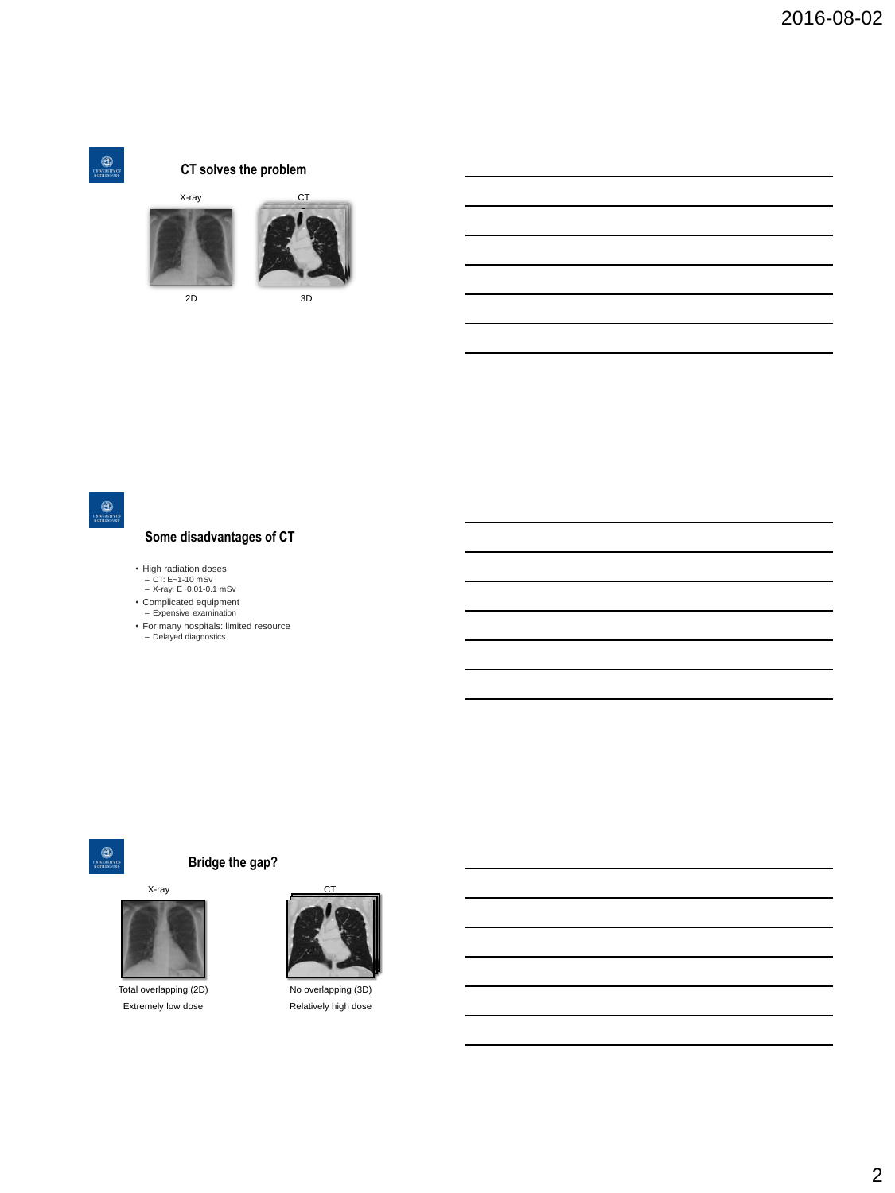## CT solves the problem

X-ray

CT

2D

3D

## Some disadvantages of CT

- High radiation doses
  - CT: E~1-10 mSv
  - X-ray: E~0.01-0.1 mSv
- Complicated equipment
  - Expensive examination
- For many hospitals: limited resource
  - Delayed diagnostics

## Bridge the gap?

X-ray

CT

Total overlapping (2D)

Extremely low dose

No overlapping (3D)

Relatively high dose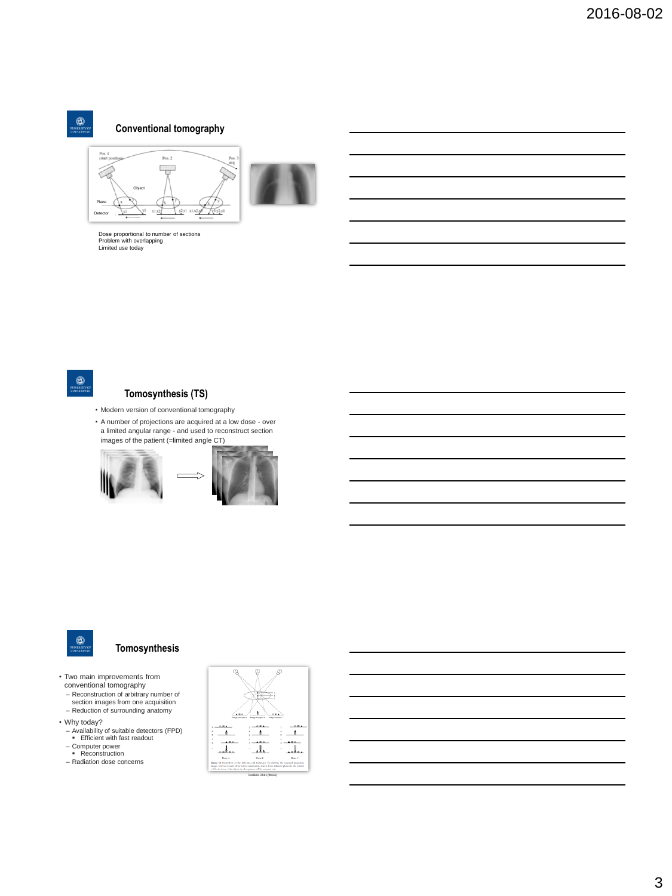## Conventional tomography

Pos. 1 (start position)

Pos. 2

Pos. 3 stop

Object

Plane

Detector

Dose proportional to number of sections
Problem with overlapping
Limited use today

## Tomosynthesis (TS)

- Modern version of conventional tomography
- A number of projections are acquired at a low dose - over a limited angular range - and used to reconstruct section images of the patient (=limited angle CT)

## Tomosynthesis

- Two main improvements from conventional tomography
  - Reconstruction of arbitrary number of section images from one acquisition
  - Reduction of surrounding anatomy
- Why today?
  - Availability of suitable detectors (FPD)
    - Efficient with fast readout
  - Computer power
    - Reconstruction
  - Radiation dose concerns

Söderlund 2011 (thesis)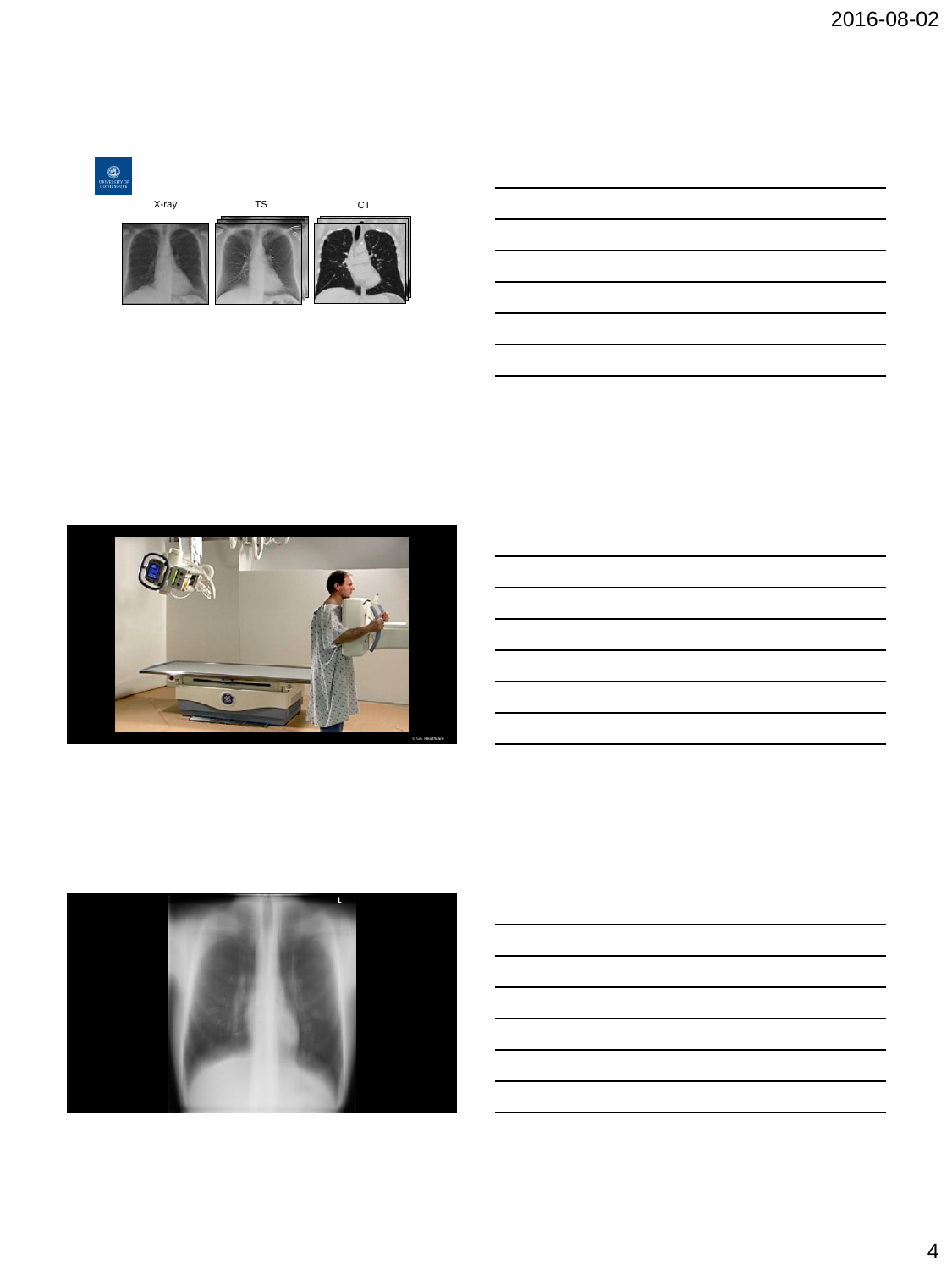X-ray

TS

CT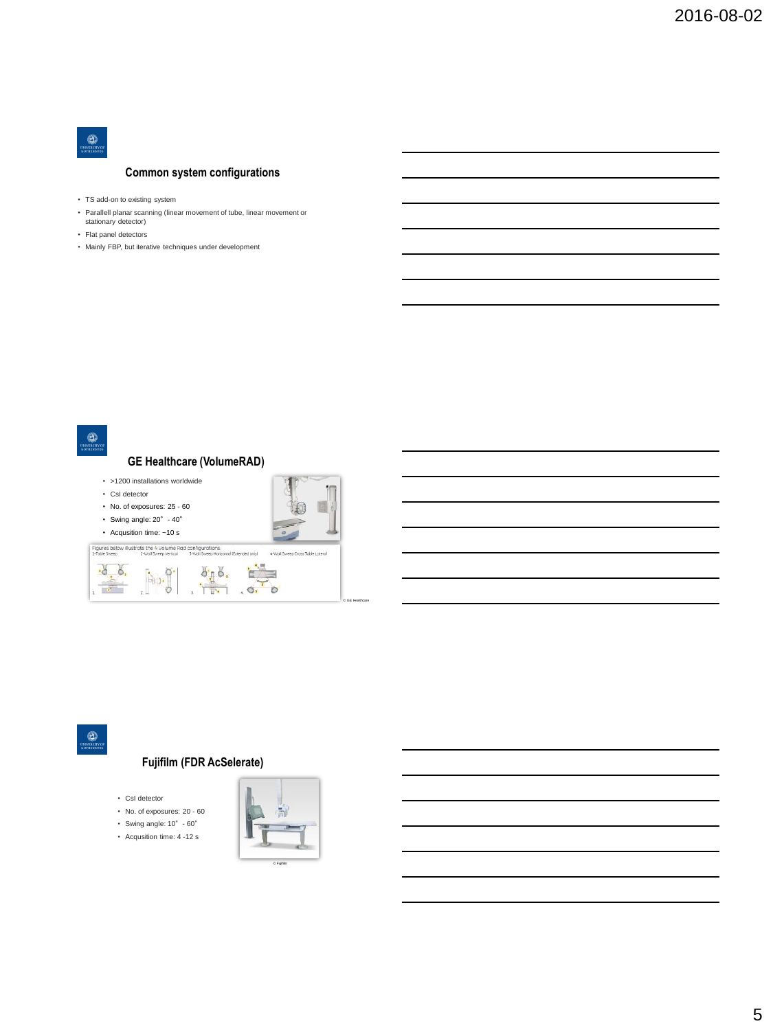## Common system configurations

- TS add-on to existing system
- Parallell planar scanning (linear movement of tube, linear movement or stationary detector)
- Flat panel detectors
- Mainly FBP, but iterative techniques under development

## GE Healthcare (VolumeRAD)

- >1200 installations worldwide
- CsI detector
- No. of exposures: 25 - 60
- Swing angle: 20° - 40°
- Acqusition time: ~10 s

Figures below illustrate the 4 Volume Rad configurations:
1-Table Sweep
2-Wall Sweep Vertical
3-Wall Sweep Horizontal (Extended only)
4-Wall Sweep Cross Table Lateral

© GE Healthcare

## Fujifilm (FDR AcSelerate)

- CsI detector
- No. of exposures: 20 - 60
- Swing angle: 10° - 60°
- Acqusition time: 4 -12 s

© Fujifilm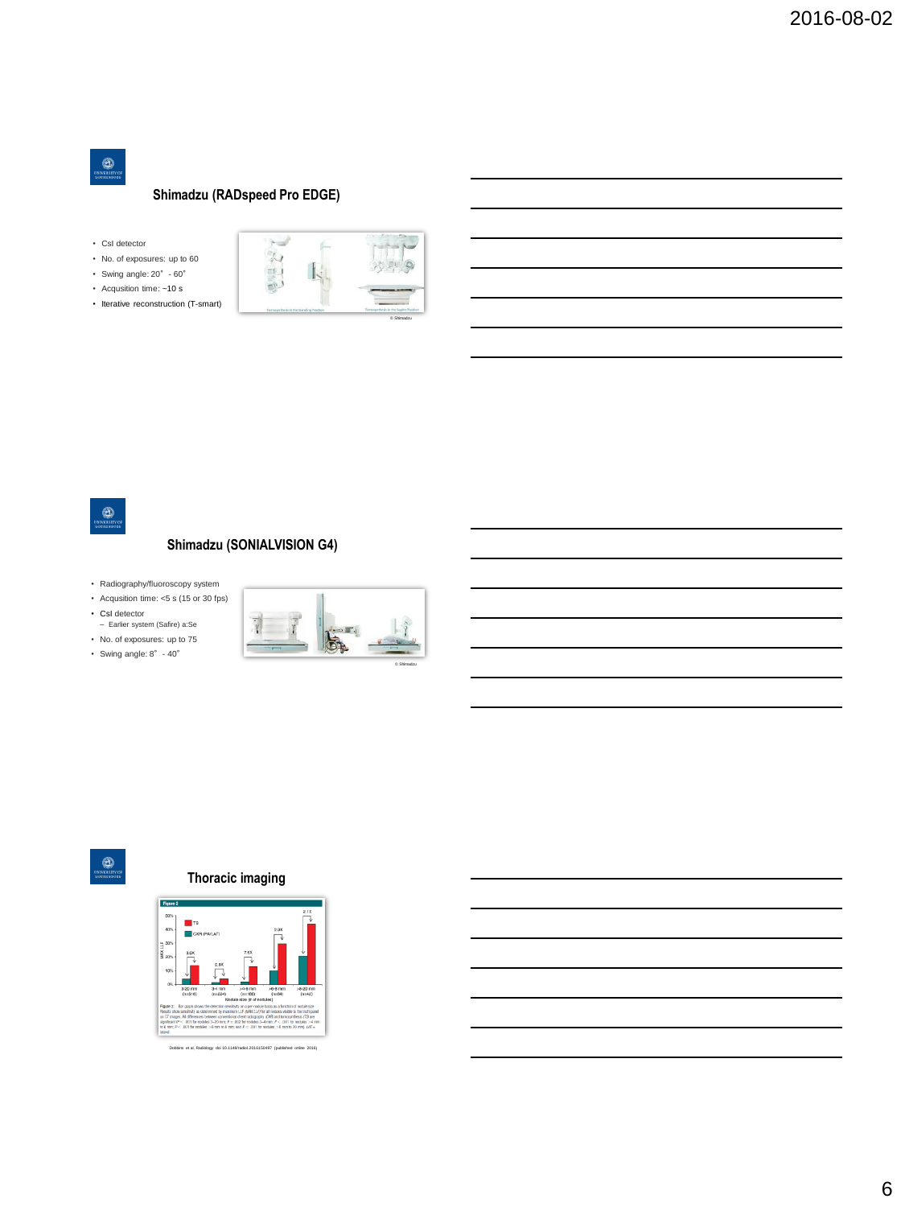## Shimadzu (RADspeed Pro EDGE)

- CsI detector
- No. of exposures: up to 60
- Swing angle: 20˚ - 60˚
- Acqusition time: ~10 s
- Iterative reconstruction (T-smart)

© Shimadzu

## Shimadzu (SONIALVISION G4)

- Radiography/fluoroscopy system
- Acqusition time: <5 s (15 or 30 fps)
- CsI detector
  - Earlier system (Safire) a:Se
- No. of exposures: up to 75
- Swing angle: 8˚ - 40˚

© Shimadzu

## Thoracic imaging

Dobbins et al, Radiology doi 10.1148/radiol.2016150497 (published online 2016)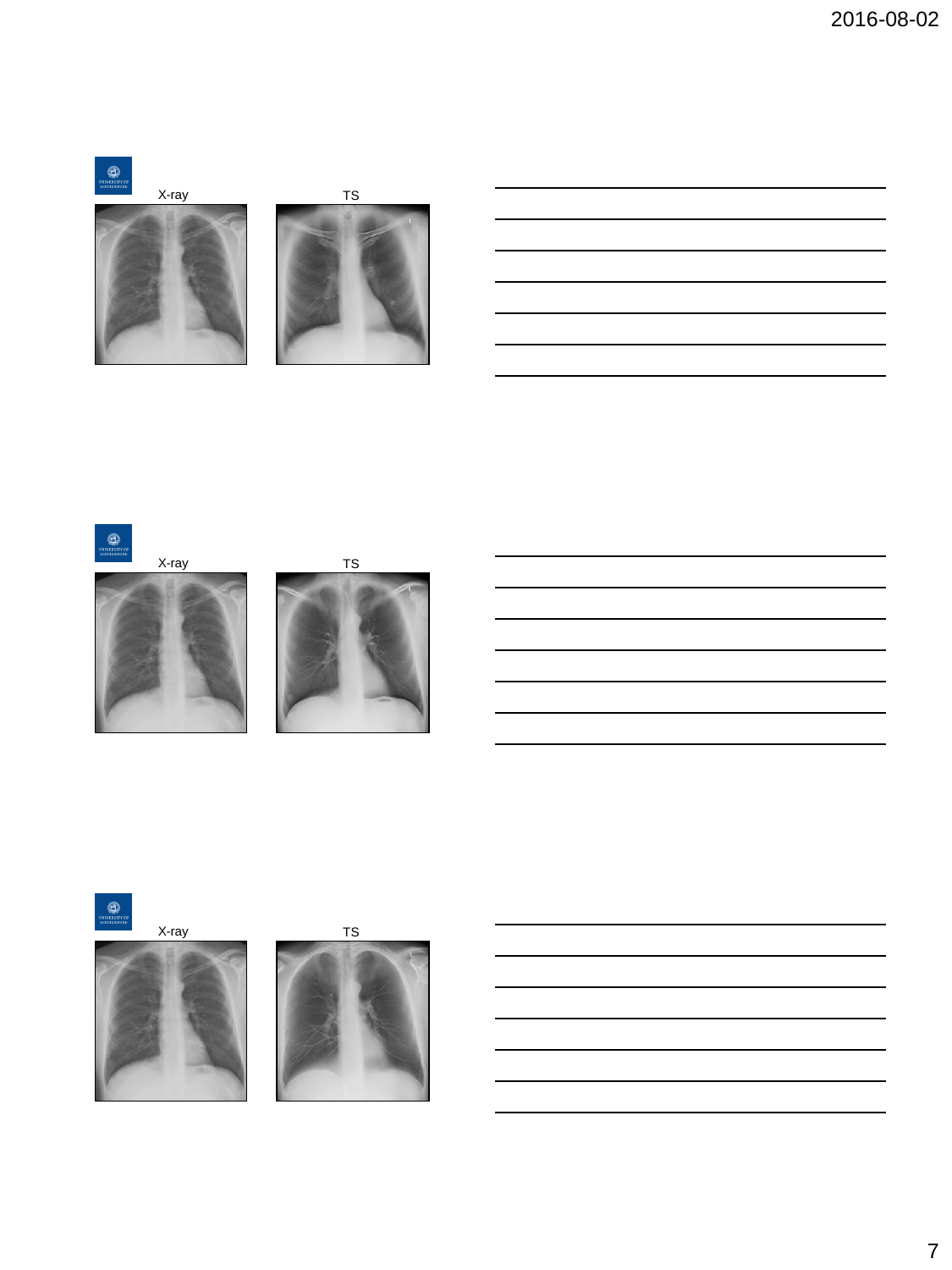X-ray

TS

X-ray

TS

X-ray

TS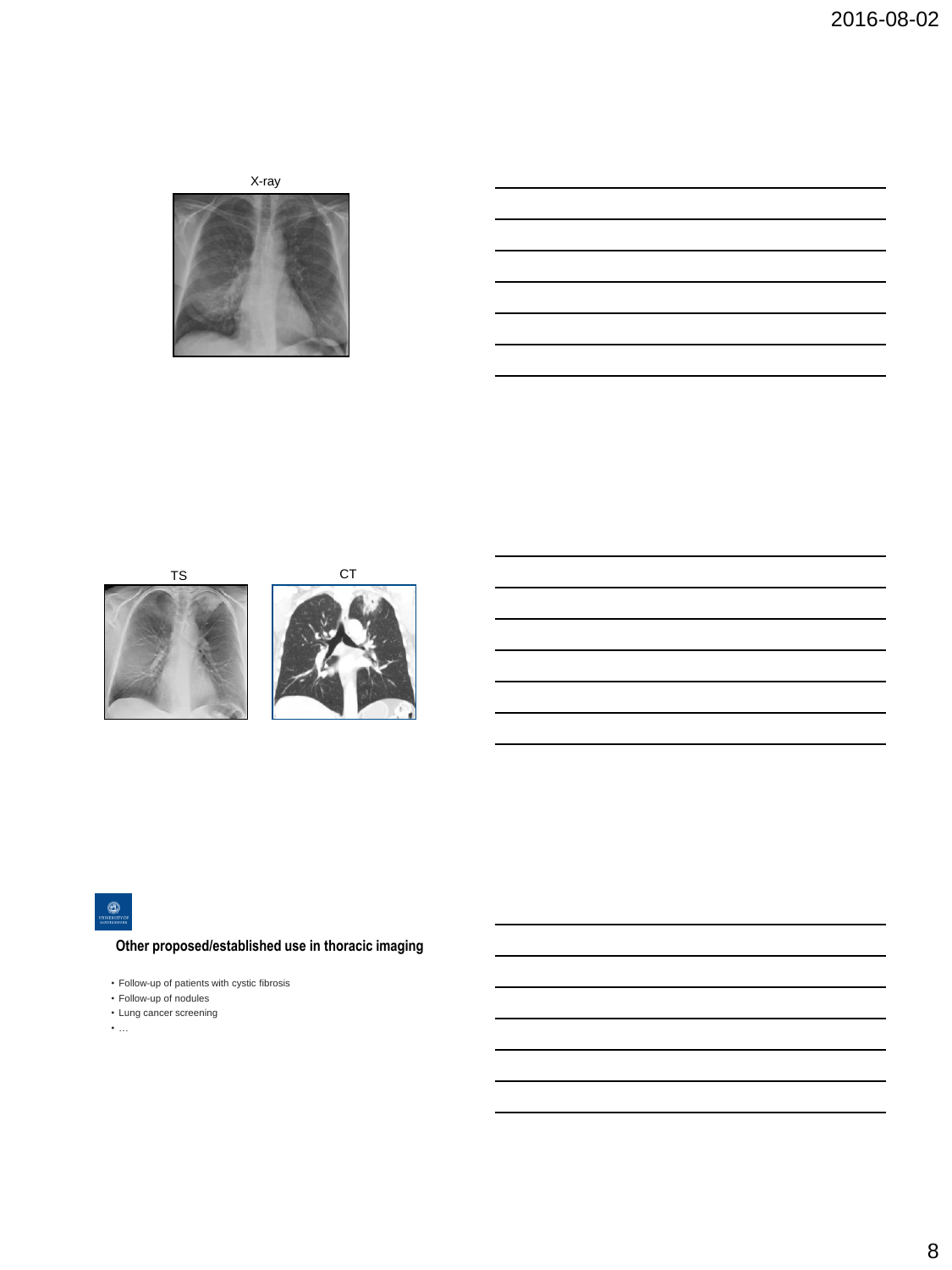X-ray

TS

CT

## Other proposed/established use in thoracic imaging

- Follow-up of patients with cystic fibrosis
- Follow-up of nodules
- Lung cancer screening
- …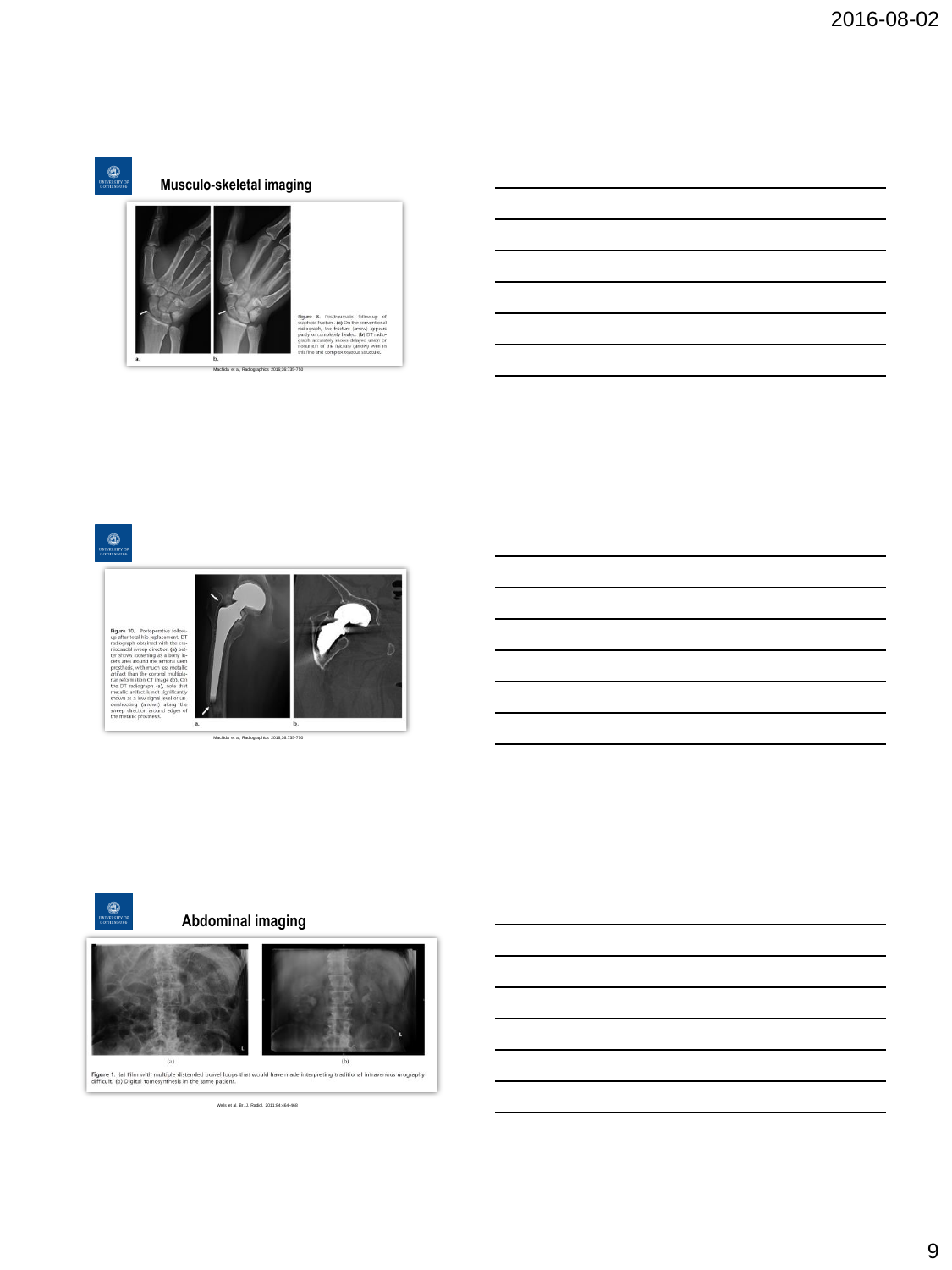## Musculo-skeletal imaging

Figure 8. Posttraumatic follow-up of scaphoid fracture. (a) On the conventional radiograph, the fracture (arrow) appears partly or completely healed. (b) DT radiograph accurately shows delayed union or nonunion of the fracture (arrow) even in this fine and complex osseous structure.

Machida et al, Radiographics 2016;36:735-750

Figure 10. Postoperative follow-up after total hip replacement. DT radiograph obtained with the craniocaudal sweep direction (a) better shows loosening as a bony lucent area around the femoral stem prosthesis, with much less metallic artifact than the coronal multiplanar reformation CT image (b). On the DT radiograph (a), note that metallic artifact is not significantly shown as a low signal level or undershooting (arrows) along the sweep direction around edges of the metallic prosthesis.

Machida et al, Radiographics 2016;36:735-750

## Abdominal imaging

Figure 1. (a) Film with multiple distended bowel loops that would have made interpreting traditional intravenous urography difficult. (b) Digital tomosynthesis in the same patient.

Wells et al, Br. J. Radiol. 2011;84:464-468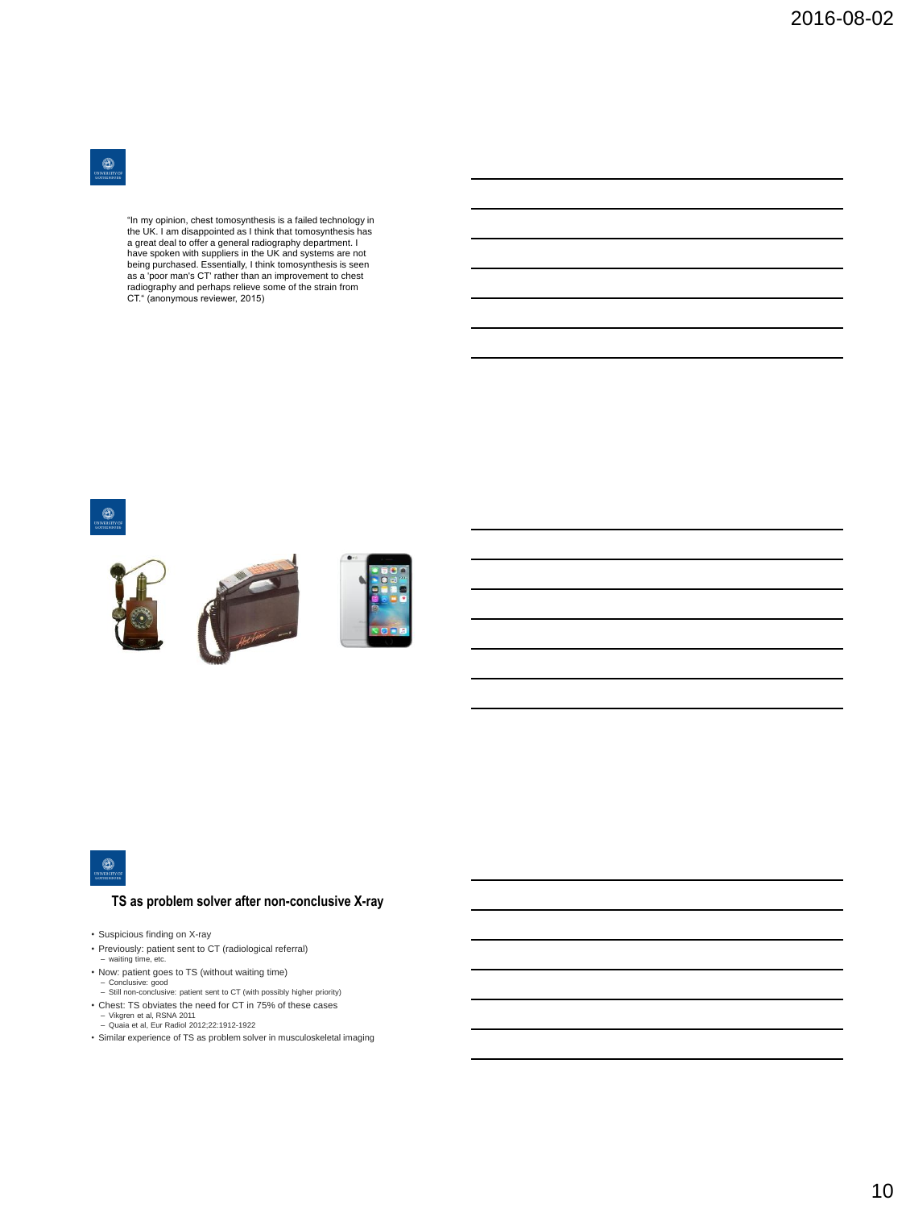"In my opinion, chest tomosynthesis is a failed technology in the UK. I am disappointed as I think that tomosynthesis has a great deal to offer a general radiography department. I have spoken with suppliers in the UK and systems are not being purchased. Essentially, I think tomosynthesis is seen as a 'poor man's CT' rather than an improvement to chest radiography and perhaps relieve some of the strain from CT." (anonymous reviewer, 2015)

## TS as problem solver after non-conclusive X-ray

- Suspicious finding on X-ray
- Previously: patient sent to CT (radiological referral)
  - waiting time, etc.
- Now: patient goes to TS (without waiting time)
  - Conclusive: good
  - Still non-conclusive: patient sent to CT (with possibly higher priority)
- Chest: TS obviates the need for CT in 75% of these cases
  - Vikgren et al, RSNA 2011
  - Quaia et al, Eur Radiol 2012;22:1912-1922
- Similar experience of TS as problem solver in musculoskeletal imaging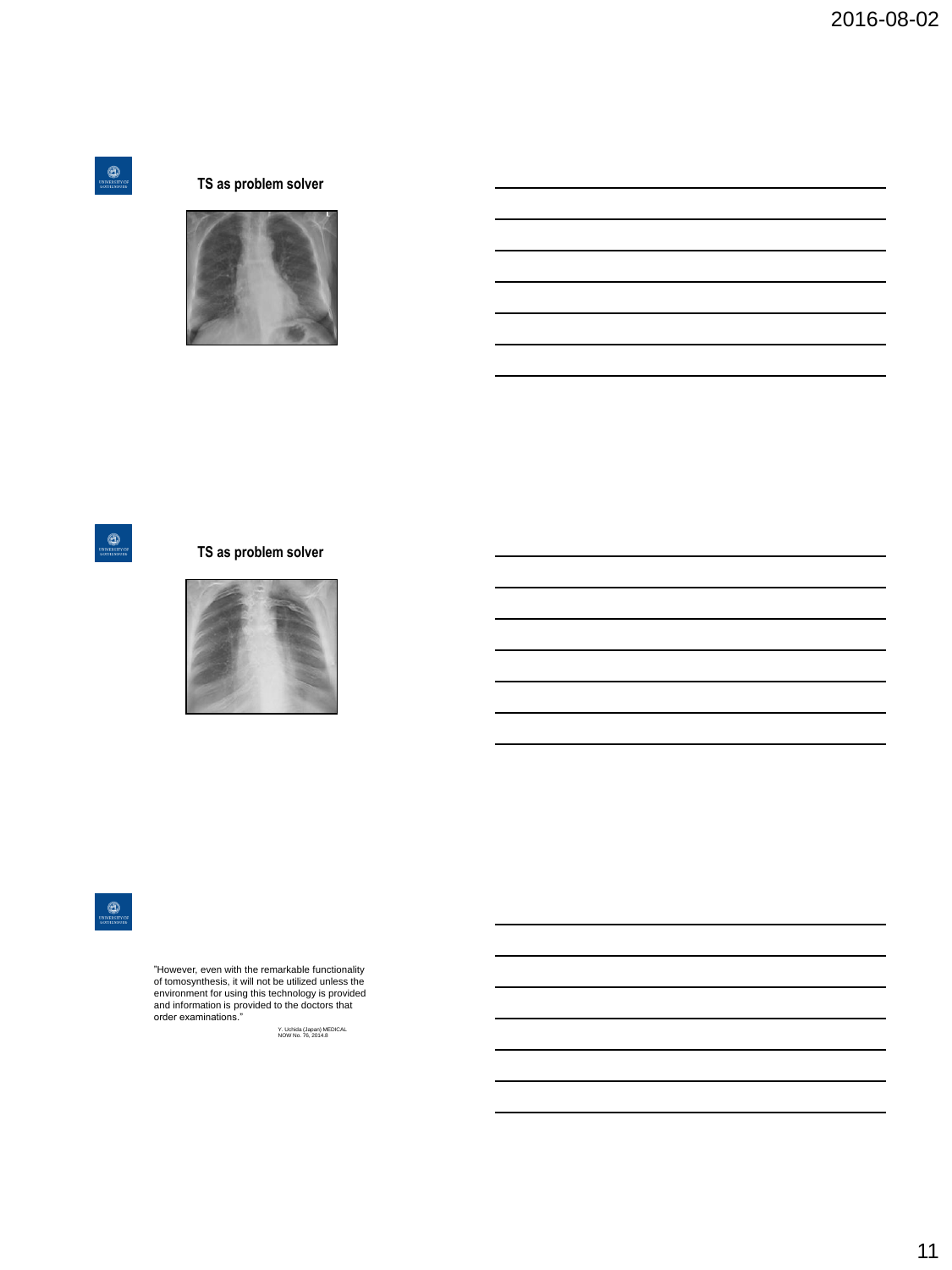## TS as problem solver

## TS as problem solver

"However, even with the remarkable functionality of tomosynthesis, it will not be utilized unless the environment for using this technology is provided and information is provided to the doctors that order examinations."

Y. Uchida (Japan) MEDICAL NOW No. 76, 2014.8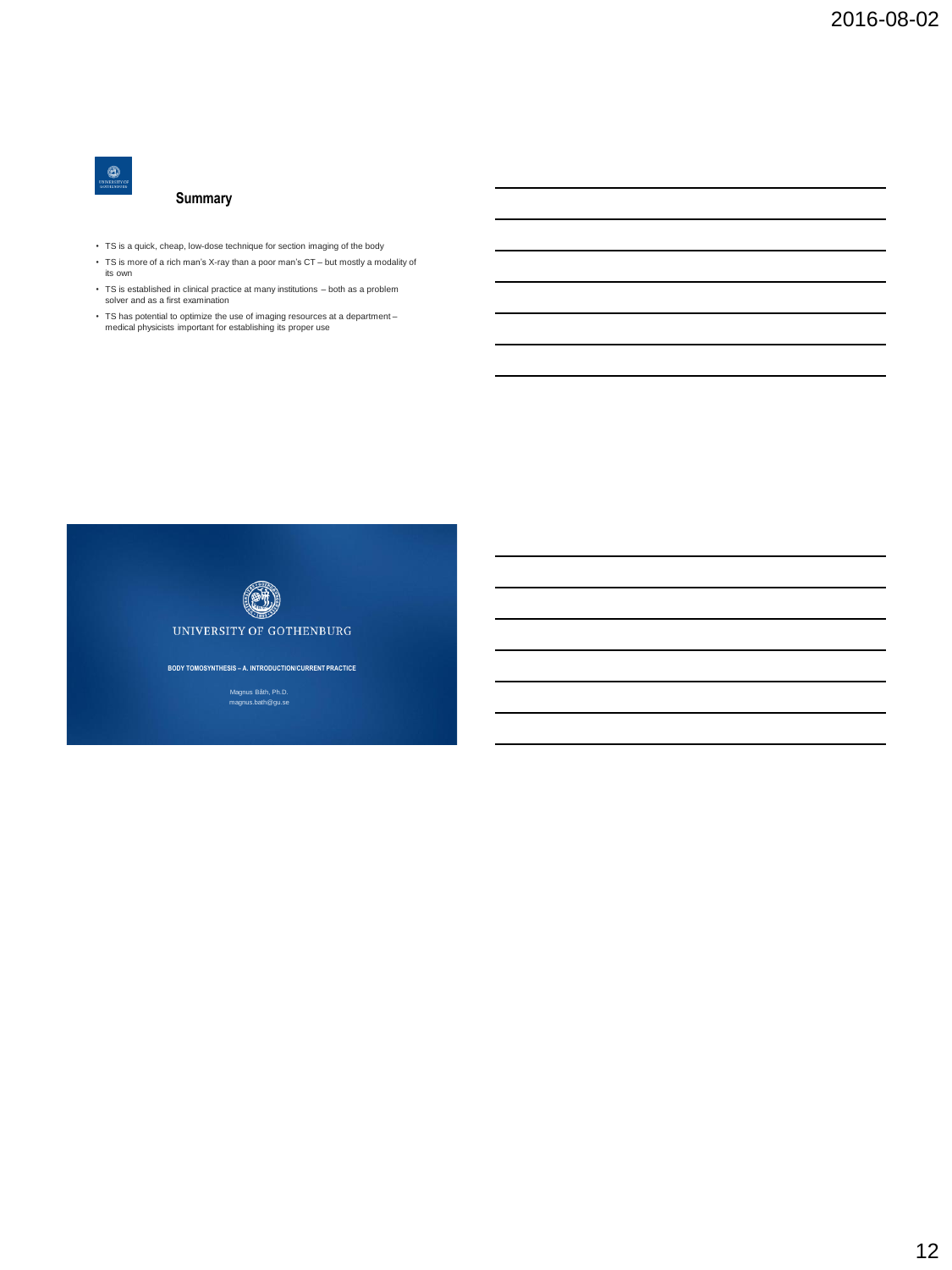## Summary

- TS is a quick, cheap, low-dose technique for section imaging of the body
- TS is more of a rich man's X-ray than a poor man's CT – but mostly a modality of its own
- TS is established in clinical practice at many institutions – both as a problem solver and as a first examination
- TS has potential to optimize the use of imaging resources at a department – medical physicists important for establishing its proper use

UNIVERSITY OF GOTHENBURG

**BODY TOMOSYNTHESIS – A. INTRODUCTION/CURRENT PRACTICE**

Magnus Båth, Ph.D.
magnus.bath@gu.se